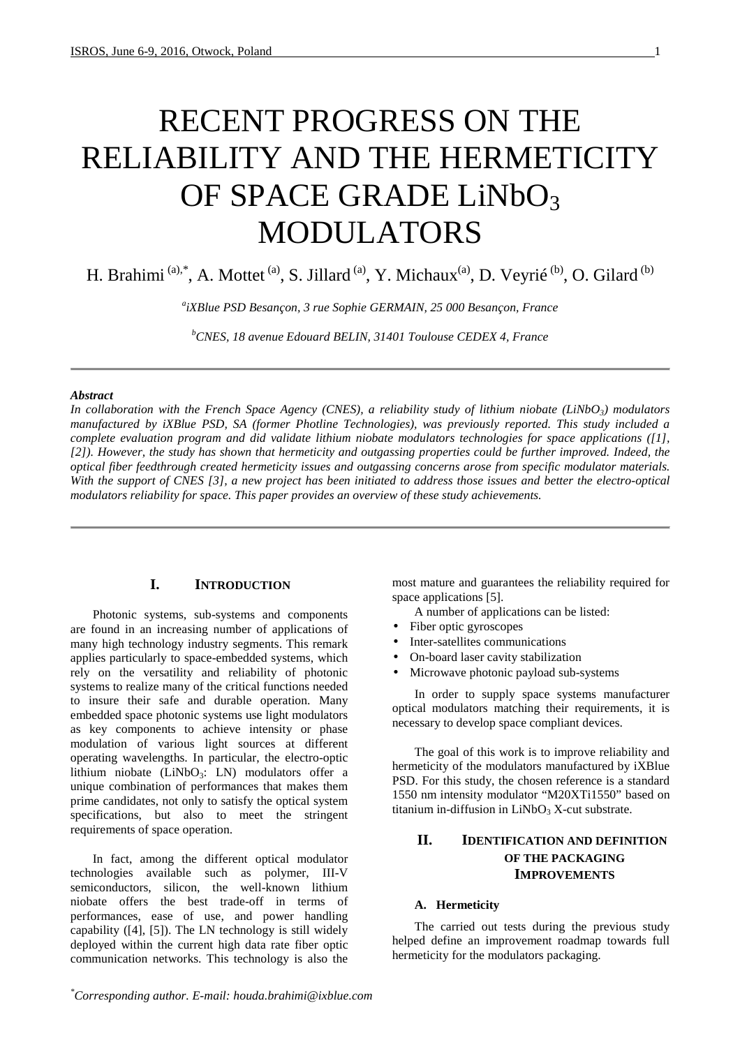# RECENT PROGRESS ON THE RELIABILITY AND THE HERMETICITY OF SPACE GRADE $LiNbO_3$ MODULATORS

H. Brahimi [(a),*], A. Mottet [(a)], S. Jillard [(a)], Y. Michaux[(a)], D. Veyrié [(b)], O. Gilard [(b)]

[a]*iXBlue PSD Besançon, 3 rue Sophie GERMAIN, 25 000 Besançon, France*

[b]*CNES, 18 avenue Edouard BELIN, 31401 Toulouse CEDEX 4, France*

---

***Abstract***

*In collaboration with the French Space Agency (CNES), a reliability study of lithium niobate ($LiNbO_3$) modulators manufactured by iXBlue PSD, SA (former Photline Technologies), was previously reported. This study included a complete evaluation program and did validate lithium niobate modulators technologies for space applications ([1], [2]). However, the study has shown that hermeticity and outgassing properties could be further improved. Indeed, the optical fiber feedthrough created hermeticity issues and outgassing concerns arose from specific modulator materials. With the support of CNES [3], a new project has been initiated to address those issues and better the electro-optical modulators reliability for space. This paper provides an overview of these study achievements.*

---

## I. Introduction

Photonic systems, sub-systems and components are found in an increasing number of applications of many high technology industry segments. This remark applies particularly to space-embedded systems, which rely on the versatility and reliability of photonic systems to realize many of the critical functions needed to insure their safe and durable operation. Many embedded space photonic systems use light modulators as key components to achieve intensity or phase modulation of various light sources at different operating wavelengths. In particular, the electro-optic lithium niobate ($LiNbO_3$: LN) modulators offer a unique combination of performances that makes them prime candidates, not only to satisfy the optical system specifications, but also to meet the stringent requirements of space operation.

In fact, among the different optical modulator technologies available such as polymer, III-V semiconductors, silicon, the well-known lithium niobate offers the best trade-off in terms of performances, ease of use, and power handling capability ([4], [5]). The LN technology is still widely deployed within the current high data rate fiber optic communication networks. This technology is also the most mature and guarantees the reliability required for space applications [5].

A number of applications can be listed:

- Fiber optic gyroscopes
- Inter-satellites communications
- On-board laser cavity stabilization
- Microwave photonic payload sub-systems

In order to supply space systems manufacturer optical modulators matching their requirements, it is necessary to develop space compliant devices.

The goal of this work is to improve reliability and hermeticity of the modulators manufactured by iXBlue PSD. For this study, the chosen reference is a standard 1550 nm intensity modulator "M20XTi1550" based on titanium in-diffusion in $LiNbO_3$ X-cut substrate.

## II. Identification and definition of the packaging Improvements

### A. Hermeticity

The carried out tests during the previous study helped define an improvement roadmap towards full hermeticity for the modulators packaging.

*Corresponding author. E-mail: houda.brahimi@ixblue.com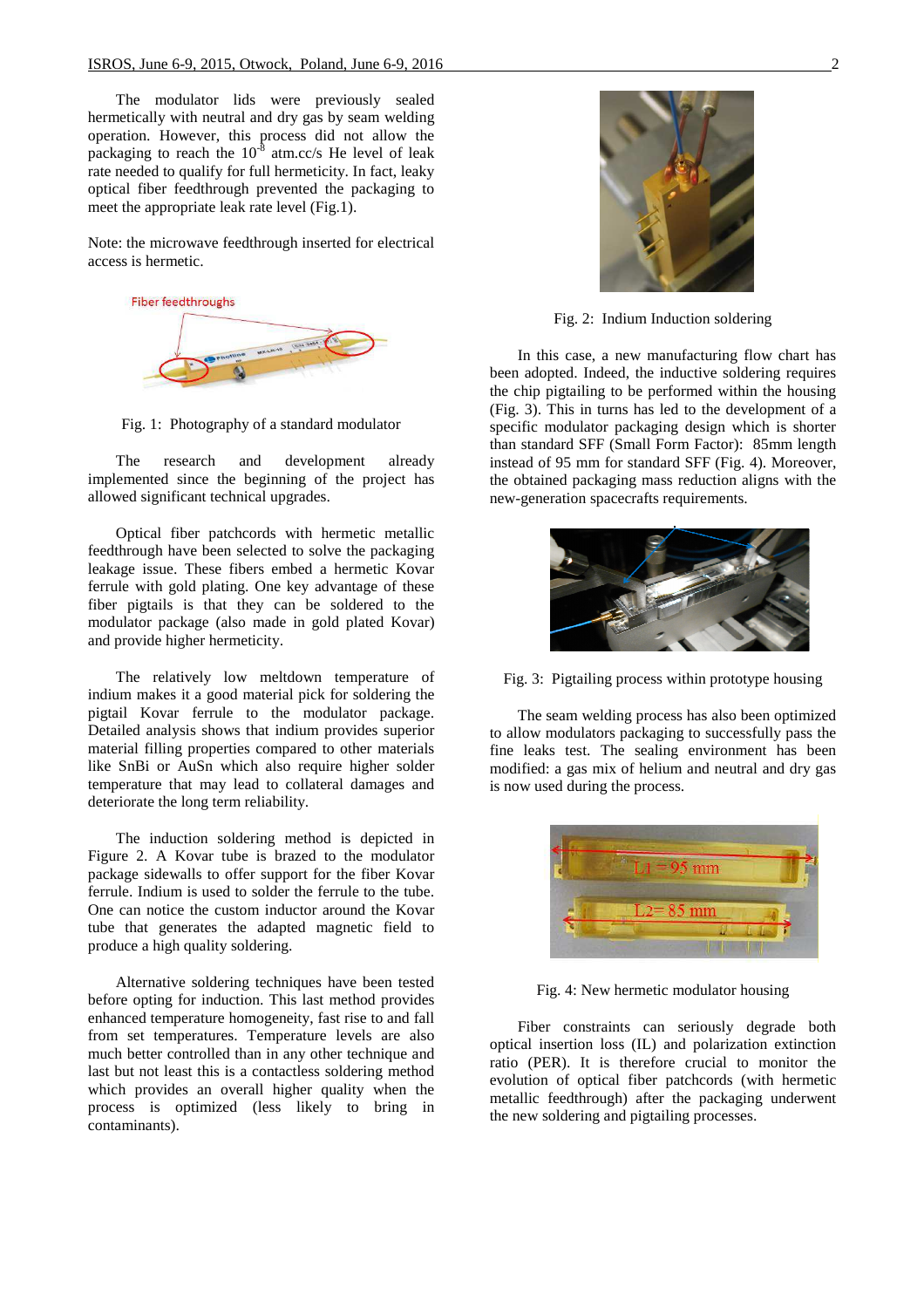The modulator lids were previously sealed hermetically with neutral and dry gas by seam welding operation. However, this process did not allow the packaging to reach the $10^{-8}$ atm.cc/s He level of leak rate needed to qualify for full hermeticity. In fact, leaky optical fiber feedthrough prevented the packaging to meet the appropriate leak rate level (Fig.1).

Note: the microwave feedthrough inserted for electrical access is hermetic.

Fiber feedthroughs

Fig. 1: Photography of a standard modulator

The research and development already implemented since the beginning of the project has allowed significant technical upgrades.

Optical fiber patchcords with hermetic metallic feedthrough have been selected to solve the packaging leakage issue. These fibers embed a hermetic Kovar ferrule with gold plating. One key advantage of these fiber pigtails is that they can be soldered to the modulator package (also made in gold plated Kovar) and provide higher hermeticity.

The relatively low meltdown temperature of indium makes it a good material pick for soldering the pigtail Kovar ferrule to the modulator package. Detailed analysis shows that indium provides superior material filling properties compared to other materials like SnBi or AuSn which also require higher solder temperature that may lead to collateral damages and deteriorate the long term reliability.

The induction soldering method is depicted in Figure 2. A Kovar tube is brazed to the modulator package sidewalls to offer support for the fiber Kovar ferrule. Indium is used to solder the ferrule to the tube. One can notice the custom inductor around the Kovar tube that generates the adapted magnetic field to produce a high quality soldering.

Alternative soldering techniques have been tested before opting for induction. This last method provides enhanced temperature homogeneity, fast rise to and fall from set temperatures. Temperature levels are also much better controlled than in any other technique and last but not least this is a contactless soldering method which provides an overall higher quality when the process is optimized (less likely to bring in contaminants).

Fig. 2: Indium Induction soldering

In this case, a new manufacturing flow chart has been adopted. Indeed, the inductive soldering requires the chip pigtailing to be performed within the housing (Fig. 3). This in turns has led to the development of a specific modulator packaging design which is shorter than standard SFF (Small Form Factor): 85mm length instead of 95 mm for standard SFF (Fig. 4). Moreover, the obtained packaging mass reduction aligns with the new-generation spacecrafts requirements.

Fig. 3: Pigtailing process within prototype housing

The seam welding process has also been optimized to allow modulators packaging to successfully pass the fine leaks test. The sealing environment has been modified: a gas mix of helium and neutral and dry gas is now used during the process.

L1 = 95 mm

L2= 85 mm

Fig. 4: New hermetic modulator housing

Fiber constraints can seriously degrade both optical insertion loss (IL) and polarization extinction ratio (PER). It is therefore crucial to monitor the evolution of optical fiber patchcords (with hermetic metallic feedthrough) after the packaging underwent the new soldering and pigtailing processes.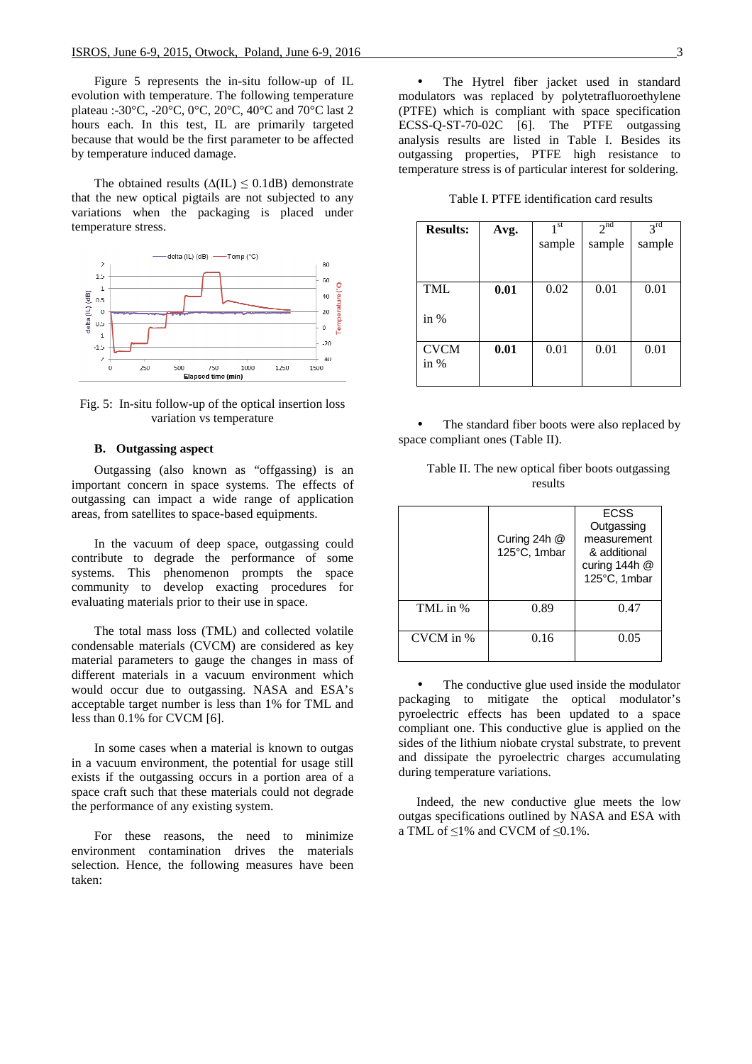Figure 5 represents the in-situ follow-up of IL evolution with temperature. The following temperature plateau :-30°C, -20°C, 0°C, 20°C, 40°C and 70°C last 2 hours each. In this test, IL are primarily targeted because that would be the first parameter to be affected by temperature induced damage.

The obtained results ($\Delta$(IL) $\leq$ 0.1dB) demonstrate that the new optical pigtails are not subjected to any variations when the packaging is placed under temperature stress.

Fig. 5: In-situ follow-up of the optical insertion loss variation vs temperature

### B. Outgassing aspect

Outgassing (also known as "offgassing) is an important concern in space systems. The effects of outgassing can impact a wide range of application areas, from satellites to space-based equipments.

In the vacuum of deep space, outgassing could contribute to degrade the performance of some systems. This phenomenon prompts the space community to develop exacting procedures for evaluating materials prior to their use in space.

The total mass loss (TML) and collected volatile condensable materials (CVCM) are considered as key material parameters to gauge the changes in mass of different materials in a vacuum environment which would occur due to outgassing. NASA and ESA's acceptable target number is less than 1% for TML and less than 0.1% for CVCM [6].

In some cases when a material is known to outgas in a vacuum environment, the potential for usage still exists if the outgassing occurs in a portion area of a space craft such that these materials could not degrade the performance of any existing system.

For these reasons, the need to minimize environment contamination drives the materials selection. Hence, the following measures have been taken:

- The Hytrel fiber jacket used in standard modulators was replaced by polytetrafluoroethylene (PTFE) which is compliant with space specification ECSS-Q-ST-70-02C [6]. The PTFE outgassing analysis results are listed in Table I. Besides its outgassing properties, PTFE high resistance to temperature stress is of particular interest for soldering.

Table I. PTFE identification card results

| **Results:** | **Avg.** | 1st sample | 2nd sample | 3rd sample |
|---|---|---|---|---|
| TML in % | **0.01** | 0.02 | 0.01 | 0.01 |
| CVCM in % | **0.01** | 0.01 | 0.01 | 0.01 |

- The standard fiber boots were also replaced by space compliant ones (Table II).

Table II. The new optical fiber boots outgassing results

| | Curing 24h @ 125°C, 1mbar | ECSS Outgassing measurement & additional curing 144h @ 125°C, 1mbar |
|---|---|---|
| TML in % | 0.89 | 0.47 |
| CVCM in % | 0.16 | 0.05 |

- The conductive glue used inside the modulator packaging to mitigate the optical modulator's pyroelectric effects has been updated to a space compliant one. This conductive glue is applied on the sides of the lithium niobate crystal substrate, to prevent and dissipate the pyroelectric charges accumulating during temperature variations.

Indeed, the new conductive glue meets the low outgas specifications outlined by NASA and ESA with a TML of $\leq$1% and CVCM of $\leq$0.1%.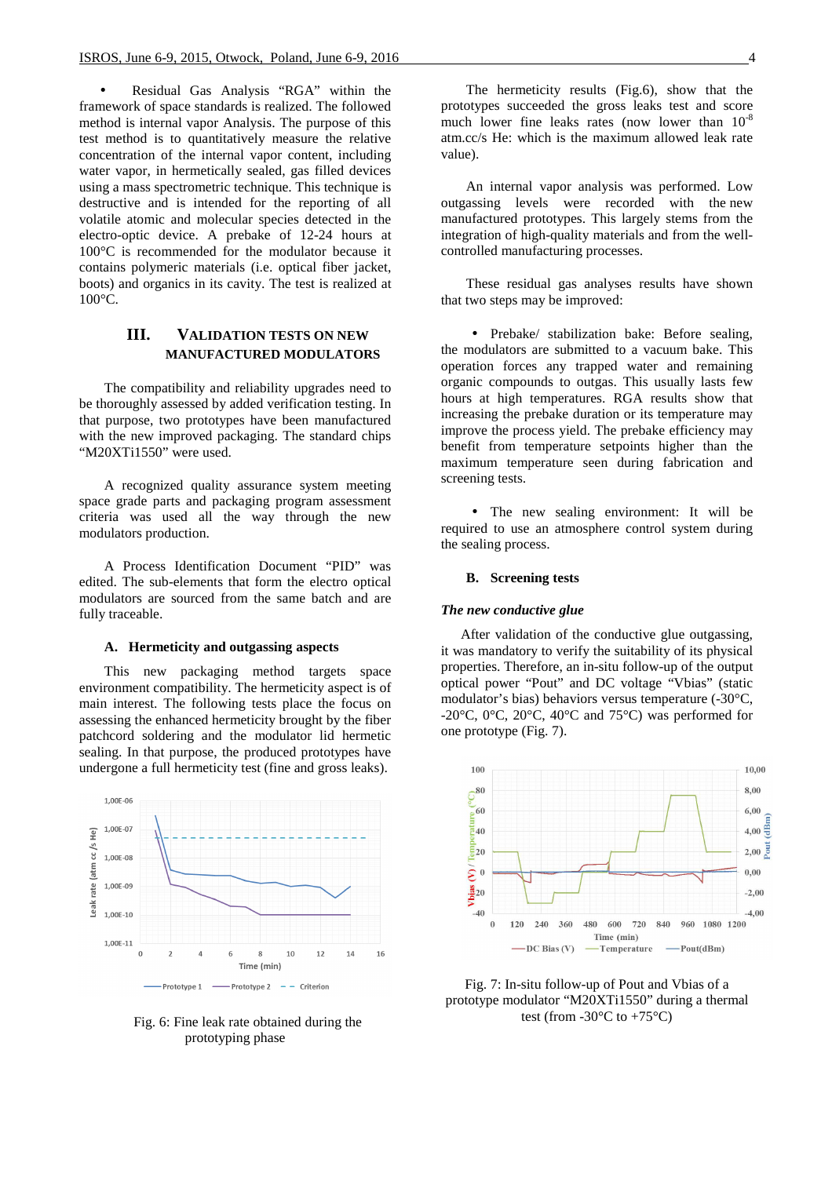- Residual Gas Analysis "RGA" within the framework of space standards is realized. The followed method is internal vapor Analysis. The purpose of this test method is to quantitatively measure the relative concentration of the internal vapor content, including water vapor, in hermetically sealed, gas filled devices using a mass spectrometric technique. This technique is destructive and is intended for the reporting of all volatile atomic and molecular species detected in the electro-optic device. A prebake of 12-24 hours at 100°C is recommended for the modulator because it contains polymeric materials (i.e. optical fiber jacket, boots) and organics in its cavity. The test is realized at 100°C.

## III. Validation Tests on New Manufactured Modulators

The compatibility and reliability upgrades need to be thoroughly assessed by added verification testing. In that purpose, two prototypes have been manufactured with the new improved packaging. The standard chips "M20XTi1550" were used.

A recognized quality assurance system meeting space grade parts and packaging program assessment criteria was used all the way through the new modulators production.

A Process Identification Document "PID" was edited. The sub-elements that form the electro optical modulators are sourced from the same batch and are fully traceable.

### A. Hermeticity and outgassing aspects

This new packaging method targets space environment compatibility. The hermetic aspect is of main interest. The following tests place the focus on assessing the enhanced hermeticity brought by the fiber patchcord soldering and the modulator lid hermetic sealing. In that purpose, the produced prototypes have undergone a full hermeticity test (fine and gross leaks).

Fig. 6: Fine leak rate obtained during the prototyping phase

The hermeticity results (Fig.6), show that the prototypes succeeded the gross leaks test and score much lower fine leaks rates (now lower than $10^{-8}$ atm.cc/s He: which is the maximum allowed leak rate value).

An internal vapor analysis was performed. Low outgassing levels were recorded with the new manufactured prototypes. This largely stems from the integration of high-quality materials and from the well-controlled manufacturing processes.

These residual gas analyses results have shown that two steps may be improved:

- Prebake/ stabilization bake: Before sealing, the modulators are submitted to a vacuum bake. This operation forces any trapped water and remaining organic compounds to outgas. This usually lasts few hours at high temperatures. RGA results show that increasing the prebake duration or its temperature may improve the process yield. The prebake efficiency may benefit from temperature setpoints higher than the maximum temperature seen during fabrication and screening tests.

- The new sealing environment: It will be required to use an atmosphere control system during the sealing process.

### B. Screening tests

***The new conductive glue***

After validation of the conductive glue outgassing, it was mandatory to verify the suitability of its physical properties. Therefore, an in-situ follow-up of the output optical power "Pout" and DC voltage "Vbias" (static modulator's bias) behaviors versus temperature (-30°C, -20°C, 0°C, 20°C, 40°C and 75°C) was performed for one prototype (Fig. 7).

Fig. 7: In-situ follow-up of Pout and Vbias of a prototype modulator "M20XTi1550" during a thermal test (from -30°C to +75°C)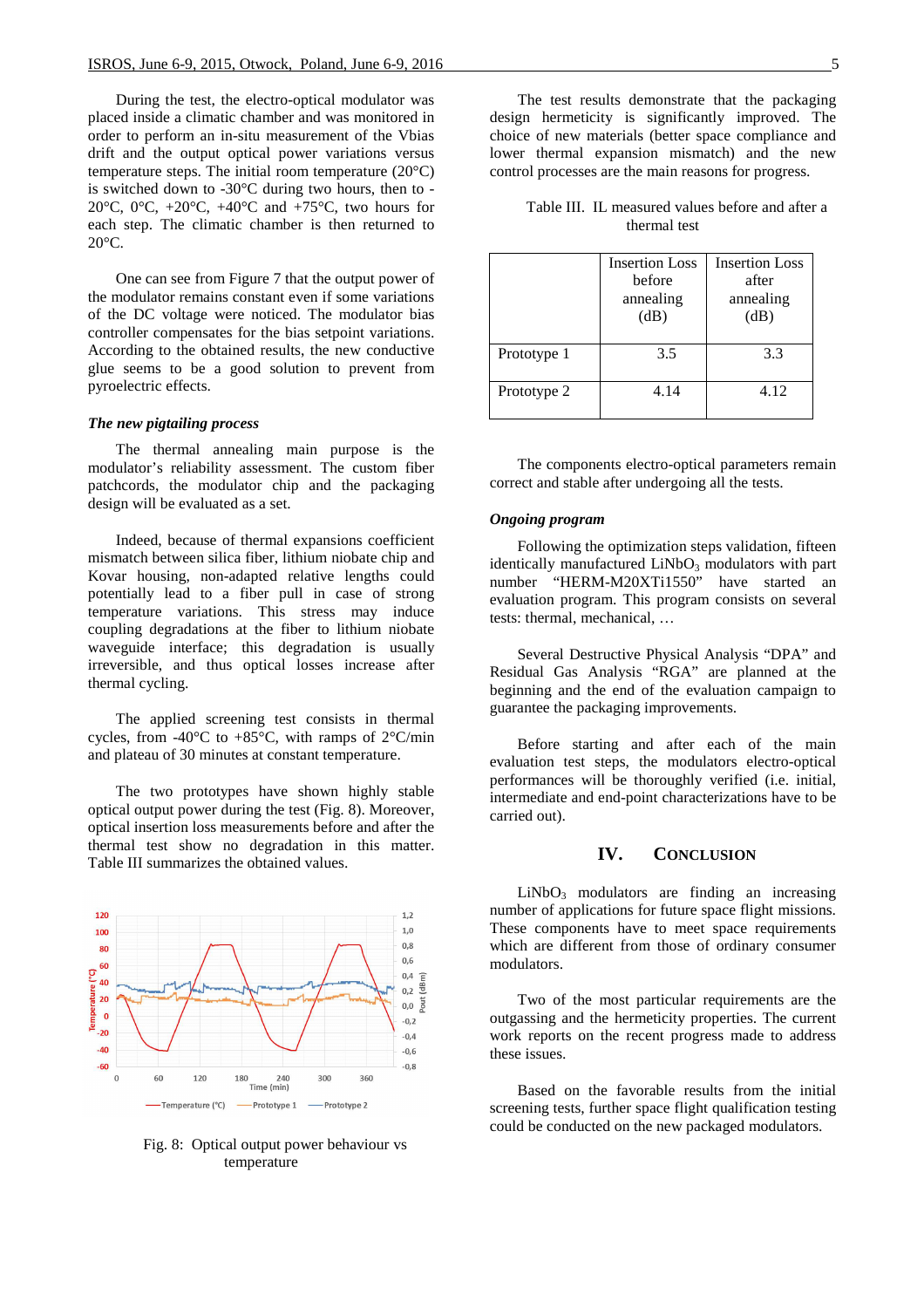During the test, the electro-optical modulator was placed inside a climatic chamber and was monitored in order to perform an in-situ measurement of the Vbias drift and the output optical power variations versus temperature steps. The initial room temperature (20°C) is switched down to -30°C during two hours, then to -20°C, 0°C, +20°C, +40°C and +75°C, two hours for each step. The climatic chamber is then returned to 20°C.

One can see from Figure 7 that the output power of the modulator remains constant even if some variations of the DC voltage were noticed. The modulator bias controller compensates for the bias setpoint variations. According to the obtained results, the new conductive glue seems to be a good solution to prevent from pyroelectric effects.

***The new pigtailing process***

The thermal annealing main purpose is the modulator's reliability assessment. The custom fiber patchcords, the modulator chip and the packaging design will be evaluated as a set.

Indeed, because of thermal expansions coefficient mismatch between silica fiber, lithium niobate chip and Kovar housing, non-adapted relative lengths could potentially lead to a fiber pull in case of strong temperature variations. This stress may induce coupling degradations at the fiber to lithium niobate waveguide interface; this degradation is usually irreversible, and thus optical losses increase after thermal cycling.

The applied screening test consists in thermal cycles, from -40°C to +85°C, with ramps of 2°C/min and plateau of 30 minutes at constant temperature.

The two prototypes have shown highly stable optical output power during the test (Fig. 8). Moreover, optical insertion loss measurements before and after the thermal test show no degradation in this matter. Table III summarizes the obtained values.

Fig. 8: Optical output power behaviour vs temperature

The test results demonstrate that the packaging design hermeticity is significantly improved. The choice of new materials (better space compliance and lower thermal expansion mismatch) and the new control processes are the main reasons for progress.

Table III. IL measured values before and after a thermal test

| | Insertion Loss before annealing (dB) | Insertion Loss after annealing (dB) |
|---|---|---|
| Prototype 1 | 3.5 | 3.3 |
| Prototype 2 | 4.14 | 4.12 |

The components electro-optical parameters remain correct and stable after undergoing all the tests.

***Ongoing program***

Following the optimization steps validation, fifteen identically manufactured $LiNbO_3$ modulators with part number "HERM-M20XTi1550" have started an evaluation program. This program consists on several tests: thermal, mechanical, …

Several Destructive Physical Analysis "DPA" and Residual Gas Analysis "RGA" are planned at the beginning and the end of the evaluation campaign to guarantee the packaging improvements.

Before starting and after each of the main evaluation test steps, the modulators electro-optical performances will be thoroughly verified (i.e. initial, intermediate and end-point characterizations have to be carried out).

## IV. Conclusion

$LiNbO_3$ modulators are finding an increasing number of applications for future space flight missions. These components have to meet space requirements which are different from those of ordinary consumer modulators.

Two of the most particular requirements are the outgassing and the hermeticity properties. The current work reports on the recent progress made to address these issues.

Based on the favorable results from the initial screening tests, further space flight qualification testing could be conducted on the new packaged modulators.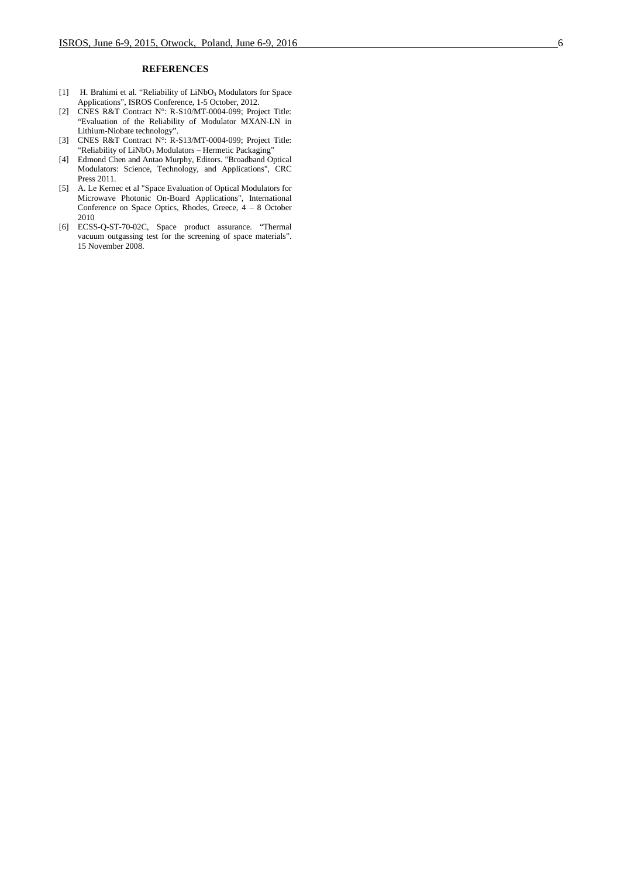## REFERENCES

[1] H. Brahimi et al. "Reliability of $LiNbO_3$ Modulators for Space Applications", ISROS Conference, 1-5 October, 2012.

[2] CNES R&T Contract N°: R-S10/MT-0004-099; Project Title: "Evaluation of the Reliability of Modulator MXAN-LN in Lithium-Niobate technology".

[3] CNES R&T Contract N°: R-S13/MT-0004-099; Project Title: "Reliability of $LiNbO_3$ Modulators – Hermetic Packaging"

[4] Edmond Chen and Antao Murphy, Editors. "Broadband Optical Modulators: Science, Technology, and Applications", CRC Press 2011.

[5] A. Le Kernec et al "Space Evaluation of Optical Modulators for Microwave Photonic On-Board Applications", International Conference on Space Optics, Rhodes, Greece, 4 – 8 October 2010

[6] ECSS-Q-ST-70-02C, Space product assurance. "Thermal vacuum outgassing test for the screening of space materials". 15 November 2008.